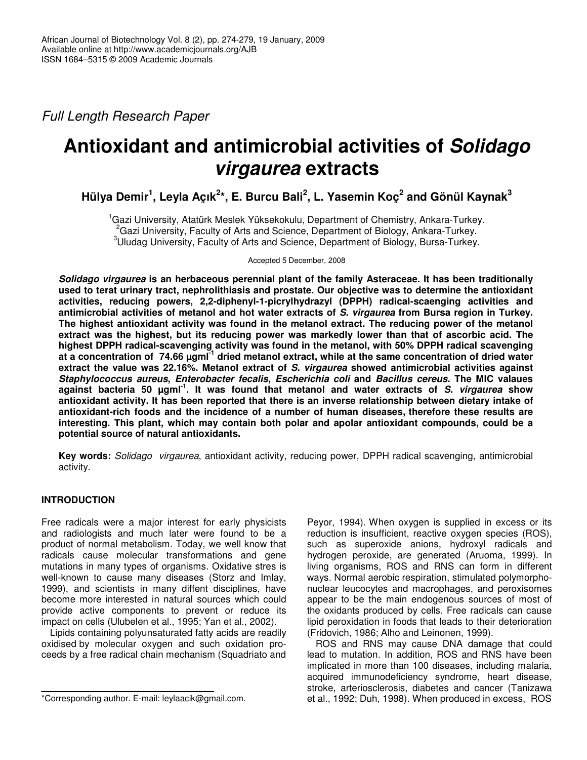Full Length Research Paper

# Antioxidant and antimicrobial activities of *Solidago virgaurea* extracts

**Hülya Demir[1], Leyla Açık[2]\*, E. Burcu Bali[2], L. Yasemin Koç[2] and Gönül Kaynak[3]**

[1]Gazi University, Atatürk Meslek Yüksekokulu, Department of Chemistry, Ankara-Turkey.
[2]Gazi University, Faculty of Arts and Science, Department of Biology, Ankara-Turkey.
[3]Uludag University, Faculty of Arts and Science, Department of Biology, Bursa-Turkey.

Accepted 5 December, 2008

***Solidago virgaurea*** **is an herbaceous perennial plant of the family Asteraceae. It has been traditionally used to terat urinary tract, nephrolithiasis and prostate. Our objective was to determine the antioxidant activities, reducing powers, 2,2-diphenyl-1-picrylhydrazyl (DPPH) radical-scaenging activities and antimicrobial activities of metanol and hot water extracts of** ***S. virgaurea*** **from Bursa region in Turkey. The highest antioxidant activity was found in the metanol extract. The reducing power of the metanol extract was the highest, but its reducing power was markedly lower than that of ascorbic acid. The highest DPPH radical-scavenging activity was found in the metanol, with 50% DPPH radical scavenging at a concentration of 74.66 µgml$^{-1}$ dried metanol extract, while at the same concentration of dried water extract the value was 22.16%. Metanol extract of** ***S. virgaurea*** **showed antimicrobial activities against** ***Staphylococcus aureus*****,** ***Enterobacter fecalis*****,** ***Escherichia coli*** **and** ***Bacillus cereus.*** **The MIC valaues against bacteria 50 µgml$^{-1}$. It was found that metanol and water extracts of** ***S. virgaurea*** **show antioxidant activity. It has been reported that there is an inverse relationship between dietary intake of antioxidant-rich foods and the incidence of a number of human diseases, therefore these results are interesting. This plant, which may contain both polar and apolar antioxidant compounds, could be a potential source of natural antioxidants.**

**Key words:** *Solidago virgaurea*, antioxidant activity, reducing power, DPPH radical scavenging, antimicrobial activity.

## INTRODUCTION

Free radicals were a major interest for early physicists and radiologists and much later were found to be a product of normal metabolism. Today, we well know that radicals cause molecular transformations and gene mutations in many types of organisms. Oxidative stres is well-known to cause many diseases (Storz and Imlay, 1999), and scientists in many diffent disciplines, have become more interested in natural sources which could provide active components to prevent or reduce its impact on cells (Ulubelen et al., 1995; Yan et al., 2002).

Lipids containing polyunsaturated fatty acids are readily oxidised by molecular oxygen and such oxidation proceeds by a free radical chain mechanism (Squadriato and Peyor, 1994). When oxygen is supplied in excess or its reduction is insufficient, reactive oxygen species (ROS), such as superoxide anions, hydroxyl radicals and hydrogen peroxide, are generated (Aruoma, 1999). In living organisms, ROS and RNS can form in different ways. Normal aerobic respiration, stimulated polymorphonuclear leucocytes and macrophages, and peroxisomes appear to be the main endogenous sources of most of the oxidants produced by cells. Free radicals can cause lipid peroxidation in foods that leads to their deterioration (Fridovich, 1986; Alho and Leinonen, 1999).

ROS and RNS may cause DNA damage that could lead to mutation. In addition, ROS and RNS have been implicated in more than 100 diseases, including malaria, acquired immunodeficiency syndrome, heart disease, stroke, arteriosclerosis, diabetes and cancer (Tanizawa et al., 1992; Duh, 1998). When produced in excess, ROS

\*Corresponding author. E-mail: leylaacik@gmail.com.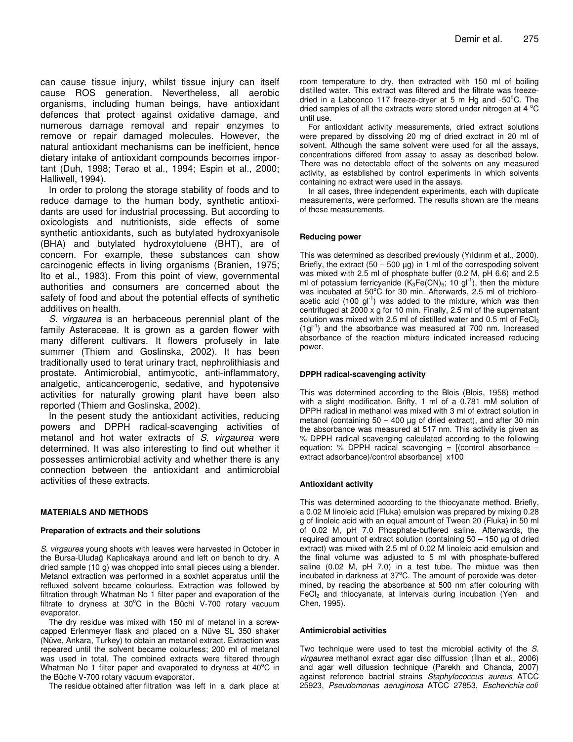can cause tissue injury, whilst tissue injury can itself cause ROS generation. Nevertheless, all aerobic organisms, including human beings, have antioxidant defences that protect against oxidative damage, and numerous damage removal and repair enzymes to remove or repair damaged molecules. However, the natural antioxidant mechanisms can be inefficient, hence dietary intake of antioxidant compounds becomes important (Duh, 1998; Terao et al., 1994; Espin et al., 2000; Halliwell, 1994).

In order to prolong the storage stability of foods and to reduce damage to the human body, synthetic antioxidants are used for industrial processing. But according to oxicologists and nutritionists, side effects of some synthetic antioxidants, such as butylated hydroxyanisole (BHA) and butylated hydroxytoluene (BHT), are of concern. For example, these substances can show carcinogenic effects in living organisms (Branien, 1975; Ito et al., 1983). From this point of view, governmental authorities and consumers are concerned about the safety of food and about the potential effects of synthetic additives on health.

*S. virgaurea* is an herbaceous perennial plant of the family Asteraceae. It is grown as a garden flower with many different cultivars. It flowers profusely in late summer (Thiem and Goslinska, 2002). It has been traditionally used to terat urinary tract, nephrolithiasis and prostate. Antimicrobial, antimycotic, anti-inflammatory, analgetic, anticancerogenic, sedative, and hypotensive activities for naturally growing plant have been also reported (Thiem and Goslinska, 2002).

In the pesent study the antioxidant activities, reducing powers and DPPH radical-scavenging activities of metanol and hot water extracts of *S. virgaurea* were determined. It was also interesting to find out whether it possesses antimicrobial activity and whether there is any connection between the antioxidant and antimicrobial activities of these extracts.

## MATERIALS AND METHODS

### Preparation of extracts and their solutions

*S. virgaurea* young shoots with leaves were harvested in October in the Bursa-Uludağ Kaplıcakaya around and left on bench to dry. A dried sample (10 g) was chopped into small pieces using a blender. Metanol extraction was performed in a soxhlet apparatus until the refluxed solvent became colourless. Extraction was followed by filtration through Whatman No 1 filter paper and evaporation of the filtrate to dryness at 30°C in the Büchi V-700 rotary vacuum evaporator.

The dry residue was mixed with 150 ml of metanol in a screw-capped Erlenmeyer flask and placed on a Nüve SL 350 shaker (Nüve, Ankara, Turkey) to obtain an metanol extract. Extraction was repeared until the solvent became colourless; 200 ml of metanol was used in total. The combined extracts were filtered through Whatman No 1 filter paper and evaporated to dryness at 40°C in the Büche V-700 rotary vacuum evaporator.

The residue obtained after filtration was left in a dark place at room temperature to dry, then extracted with 150 ml of boiling distilled water. This extract was filtered and the filtrate was freeze-dried in a Labconco 117 freeze-dryer at 5 m Hg and -50°C. The dried samples of all the extracts were stored under nitrogen at 4 °C until use.

For antioxidant activity measurements, dried extract solutions were prepared by dissolving 20 mg of dried exctract in 20 ml of solvent. Although the same solvent were used for all the assays, concentrations differed from assay to assay as described below. There was no detectable effect of the solvents on any measured activity, as established by control experiments in which solvents containing no extract were used in the assays.

In all cases, three independent experiments, each with duplicate measurements, were performed. The results shown are the means of these measurements.

### Reducing power

This was determined as described previously (Yıldırım et al., 2000). Briefly, the extract (50 – 500 µg) in 1 ml of the correspoding solvent was mixed with 2.5 ml of phosphate buffer (0.2 M, pH 6.6) and 2.5 ml of potassium ferricyanide ($K_3Fe(CN)_6$; 10 $gl^{-1}$), then the mixture was incubated at 50°C for 30 min. Afterwards, 2.5 ml of trichloroacetic acid (100 $gl^{-1}$) was added to the mixture, which was then centrifuged at 2000 x g for 10 min. Finally, 2.5 ml of the supernatant solution was mixed with 2.5 ml of distilled water and 0.5 ml of $FeCl_3$ (1$gl^{-1}$) and the absorbance was measured at 700 nm. Increased absorbance of the reaction mixture indicated increased reducing power.

### DPPH radical-scavenging activity

This was determined according to the Blois (Blois, 1958) method with a slight modification. Brifty, 1 ml of a 0.781 mM solution of DPPH radical in methanol was mixed with 3 ml of extract solution in metanol (containing 50 – 400 µg of dried extract), and after 30 min the absorbance was measured at 517 nm. This activity is given as % DPPH radical scavenging calculated according to the following equation: % DPPH radical scavenging = [(control absorbance – extract adsorbance)/control absorbance] x100

### Antioxidant activity

This was determined according to the thiocyanate method. Briefly, a 0.02 M linoleic acid (Fluka) emulsion was prepared by mixing 0.28 g of linoleic acid with an equal amount of Tween 20 (Fluka) in 50 ml of 0.02 M, pH 7.0 Phosphate-buffered saline. Afterwards, the required amount of extract solution (containing 50 – 150 µg of dried extract) was mixed with 2.5 ml of 0.02 M linoleic acid emulsion and the final volume was adjusted to 5 ml with phosphate-buffered saline (0.02 M, pH 7.0) in a test tube. The mixtue was then incubated in darkness at 37°C. The amount of peroxide was determined, by reading the absorbance at 500 nm after colouring with $FeCl_2$ and thiocyanate, at intervals during incubation (Yen and Chen, 1995).

### Antimicrobial activities

Two technique were used to test the microbial activity of the *S. virgaurea* methanol exract agar disc diffussion (İlhan et al., 2006) and agar well difussion technique (Parekh and Chanda, 2007) against reference bactrial strains *Staphylococcus aureus* ATCC 25923, *Pseudomonas aeruginosa* ATCC 27853, *Escherichia coli*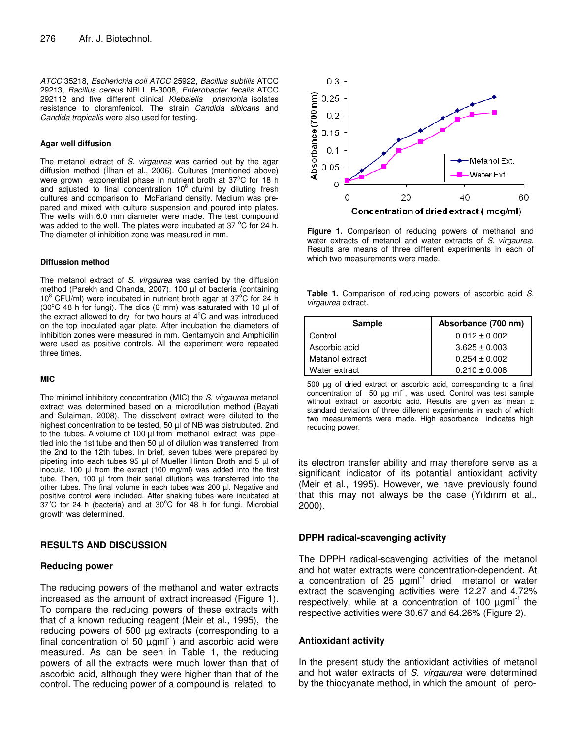*ATCC* 35218, *Escherichia coli ATCC* 25922, *Bacillus subtilis* ATCC 29213, *Bacillus cereus* NRLL B-3008, *Enterobacter fecalis* ATCC 292112 and five different clinical *Klebsiella pnemonia* isolates resistance to cloramfenicol. The strain *Candida albicans* and *Candida tropicalis* were also used for testing.

#### Agar well diffusion

The metanol extract of *S. virgaurea* was carried out by the agar diffusion method (İlhan et al., 2006). Cultures (mentioned above) were grown exponential phase in nutrient broth at 37°C for 18 h and adjusted to final concentration $10^8$ cfu/ml by diluting fresh cultures and comparison to McFarland density. Medium was prepared and mixed with culture suspension and poured into plates. The wells with 6.0 mm diameter were made. The test compound was added to the well. The plates were incubated at 37 °C for 24 h. The diameter of inhibition zone was measured in mm.

#### Diffussion method

The metanol extract of *S. virgaurea* was carried by the diffusion method (Parekh and Chanda, 2007). 100 µl of bacteria (containing $10^8$ CFU/ml) were incubated in nutrient broth agar at 37°C for 24 h (30°C 48 h for fungi). The extract allowed to dry for two hours at 4°C and was introduced on the top inoculated agar plate. After incubation the diameters of inhibition zones were measured in mm. Gentamycin and Amphicilin were used as positive controls. All the experiment were repeated three times. The dics (6 mm) was saturated with 10 µl of

#### MIC

The minimol inhibitory concentration (MIC) the *S. virgaurea* metanol extract was determined based on a microdilution method (Bayati and Sulaiman, 2008). The dissolvent extract were diluted to the highest concentration to be tested, 50 µl of NB was distrubuted. 2nd to the tubes. A volume of 100 µl from methanol extract was pipetled into the 1st tube and then 50 µl of dilution was transferred from the 2nd to the 12th tubes. In brief, seven tubes were prepared by pipeting into each tubes 95 µl of Mueller Hinton Broth and 5 µl of inocula. 100 µl from the exract (100 mg/ml) was added into the first tube. Then, 100 µl from their serial dilutions was transferred into the other tubes. The final volume in each tubes was 200 µl. Negative and positive control were included. After shaking tubes were incubated at 37°C for 24 h (bacteria) and at 30°C for 48 h for fungi. Microbial growth was determined.

## RESULTS AND DISCUSSION

### Reducing power

The reducing powers of the methanol and water extracts increased as the amount of extract increased (Figure 1). To compare the reducing powers of these extracts with that of a known reducing reagent (Meir et al., 1995), the reducing powers of 500 µg extracts (corresponding to a final concentration of 50 µgml$^{-1}$) and ascorbic acid were measured. As can be seen in Table 1, the reducing powers of all the extracts were much lower than that of ascorbic acid, although they were higher than that of the control. The reducing power of a compound is related to its electron transfer ability and may therefore serve as a significant indicator of its potential antioxidant activity (Meir et al., 1995). However, we have previously found that this may not always be the case (Yıldırım et al., 2000).

Absorbance (700 nm)
0.3
0.25
0.2
0.15
0.1
0.05
0
0
20
40
60
Concentration of dried extract ( mcg/ml)
Metanol Ext.
Water Ext.

**Figure 1.** Comparison of reducing powers of methanol and water extracts of metanol and water extracts of *S. virgaurea*. Results are means of three different experiments in each of which two measurements were made.

**Table 1.** Comparison of reducing powers of ascorbic acid *S. virgaurea* extract.

| Sample | Absorbance (700 nm) |
|---|---|
| Control | 0.012 ± 0.002 |
| Ascorbic acid | 3.625 ± 0.003 |
| Metanol extract | 0.254 ± 0.002 |
| Water extract | 0.210 ± 0.008 |

500 µg of dried extract or ascorbic acid, corresponding to a final concentration of 50 µg ml$^{-1}$, was used. Control was test sample without extract or ascorbic acid. Results are given as mean ± standard deviation of three different experiments in each of which two measurements were made. High absorbance indicates high reducing power.

### DPPH radical-scavenging activity

The DPPH radical-scavenging activities of the metanol and hot water extracts were concentration-dependent. At a concentration of 25 µgml$^{-1}$ dried metanol or water extract the scavenging activities were 12.27 and 4.72% respectively, while at a concentration of 100 µgml$^{-1}$ the respective activities were 30.67 and 64.26% (Figure 2).

### Antioxidant activity

In the present study the antioxidant activities of metanol and hot water extracts of *S. virgaurea* were determined by the thiocyanate method, in which the amount of pero-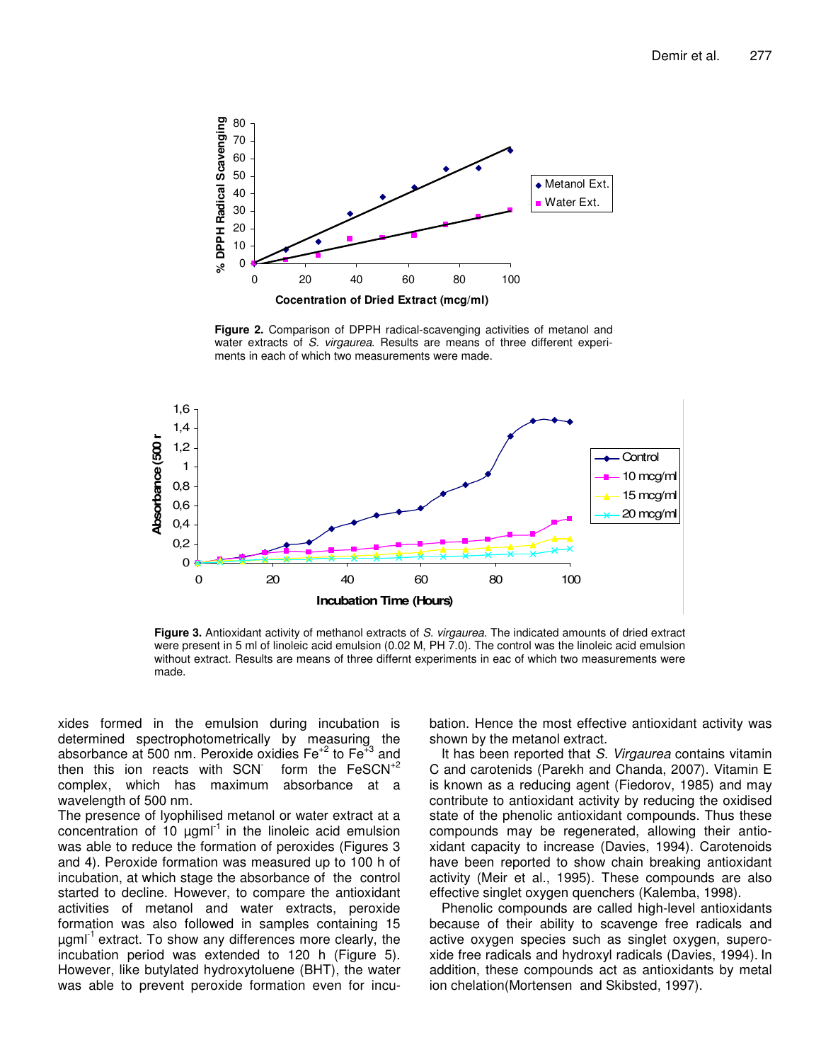% DPPH Radical Scavenging

80
70
60
50
40
30
20
10
0

0 20 40 60 80 100

Cocentration of Dried Extract (mcg/ml)

Metanol Ext.
Water Ext.

**Figure 2.** Comparison of DPPH radical-scavenging activities of metanol and water extracts of *S. virgaurea*. Results are means of three different experiments in each of which two measurements were made.

Absorbance (500 r

1,6
1,4
1,2
1
0,8
0,6
0,4
0,2
0

0 20 40 60 80 100

Incubation Time (Hours)

Control
10 mcg/ml
15 mcg/ml
20 mcg/ml

**Figure 3.** Antioxidant activity of methanol extracts of *S. virgaurea*. The indicated amounts of dried extract were present in 5 ml of linoleic acid emulsion (0.02 M, PH 7.0). The control was the linoleic acid emulsion without extract. Results are means of three differnt experiments in eac of which two measurements were made.

xides formed in the emulsion during incubation is determined spectrophotometrically by measuring the absorbance at 500 nm. Peroxide oxidies $Fe^{+2}$ to $Fe^{+3}$ and then this ion reacts with $SCN^{-}$ form the $FeSCN^{+2}$ complex, which has maximum absorbance at a wavelength of 500 nm.

The presence of lyophilised metanol or water extract at a concentration of 10 $\mu gml^{-1}$ in the linoleic acid emulsion was able to reduce the formation of peroxides (Figures 3 and 4). Peroxide formation was measured up to 100 h of incubation, at which stage the absorbance of the control started to decline. However, to compare the antioxidant activities of metanol and water extracts, peroxide formation was also followed in samples containing 15 $\mu gml^{-1}$ extract. To show any differences more clearly, the incubation period was extended to 120 h (Figure 5). However, like butylated hydroxytoluene (BHT), the water was able to prevent peroxide formation even for incubation. Hence the most effective antioxidant activity was shown by the metanol extract.

It has been reported that *S. Virgaurea* contains vitamin C and carotenids (Parekh and Chanda, 2007). Vitamin E is known as a reducing agent (Fiedorov, 1985) and may contribute to antioxidant activity by reducing the oxidised state of the phenolic antioxidant compounds. Thus these compounds may be regenerated, allowing their antioxidant capacity to increase (Davies, 1994). Carotenoids have been reported to show chain breaking antioxidant activity (Meir et al., 1995). These compounds are also effective singlet oxygen quenchers (Kalemba, 1998).

Phenolic compounds are called high-level antioxidants because of their ability to scavenge free radicals and active oxygen species such as singlet oxygen, superoxide free radicals and hydroxyl radicals (Davies, 1994). In addition, these compounds act as antioxidants by metal ion chelation(Mortensen and Skibsted, 1997).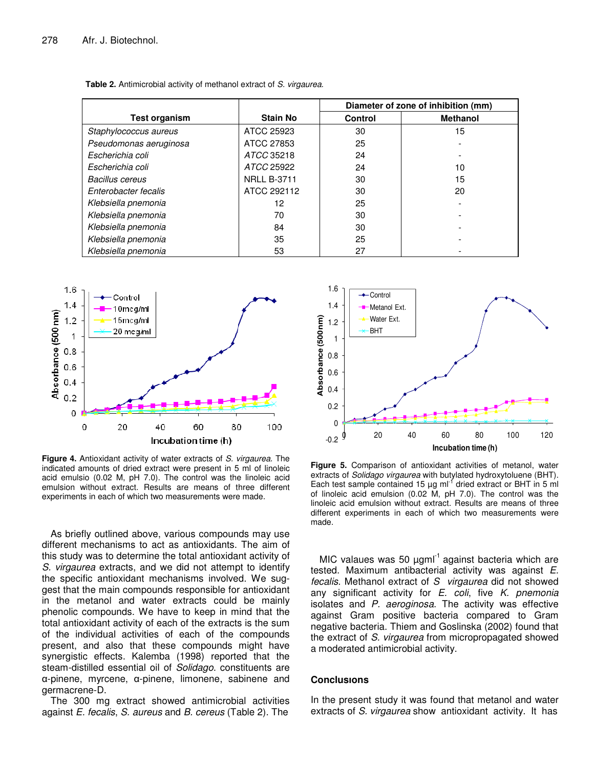**Table 2.** Antimicrobial activity of methanol extract of *S. virgaurea*.

| Test organism | Stain No | Diameter of zone of inhibition (mm) | |
|---|---|---|---|
| | | Control | Methanol |
| *Staphylococcus aureus* | ATCC 25923 | 30 | 15 |
| *Pseudomonas aeruginosa* | ATCC 27853 | 25 | - |
| *Escherichia coli* | *ATCC* 35218 | 24 | - |
| *Escherichia coli* | *ATCC* 25922 | 24 | 10 |
| *Bacillus cereus* | NRLL B-3711 | 30 | 15 |
| *Enterobacter fecalis* | ATCC 292112 | 30 | 20 |
| *Klebsiella pnemonia* | 12 | 25 | - |
| *Klebsiella pnemonia* | 70 | 30 | - |
| *Klebsiella pnemonia* | 84 | 30 | - |
| *Klebsiella pnemonia* | 35 | 25 | - |
| *Klebsiella pnemonia* | 53 | 27 | - |

Absorbance (500 nm)
1.6, 1.4, 1.2, 1, 0.8, 0.6, 0.4, 0.2, 0
Control
10mcg/ml
15mcg/ml
20 mcg/ml
0, 20, 40, 60, 80, 100
Incubation time (h)

**Figure 4.** Antioxidant activity of water extracts of *S. virgaurea*. The indicated amounts of dried extract were present in 5 ml of linoleic acid emulsio (0.02 M, pH 7.0). The control was the linoleic acid emulsion without extract. Results are means of three different experiments in each of which two measurements were made.

Absorbance (500nm)
1.6, 1.4, 1.2, 1, 0.8, 0.6, 0.4, 0.2, 0, -0.2
Control
Metanol Ext.
Water Ext.
BHT
0, 20, 40, 60, 80, 100, 120
Incubation time (h)

**Figure 5.** Comparison of antioxidant activities of metanol, water extracts of *Solidago virgaurea* with butylated hydroxytoluene (BHT). Each test sample contained 15 µg $ml^{-1}$ dried extract or BHT in 5 ml of linoleic acid emulsion (0.02 M, pH 7.0). The control was the linoleic acid emulsion without extract. Results are means of three different experiments in each of which two measurements were made.

As briefly outlined above, various compounds may use different mechanisms to act as antioxidants. The aim of this study was to determine the total antioxidant activity of *S. virgaurea* extracts, and we did not attempt to identify the specific antioxidant mechanisms involved. We suggest that the main compounds responsible for antioxidant in the metanol and water extracts could be mainly phenolic compounds. We have to keep in mind that the total antioxidant activity of each of the extracts is the sum of the individual activities of each of the compounds present, and also that these compounds might have synergistic effects. Kalemba (1998) reported that the steam-distilled essential oil of *Solidago.* constituents are α-pinene, myrcene, α-pinene, limonene, sabinene and germacrene-D.

The 300 mg extract showed antimicrobial activities against *E. fecalis*, *S. aureus* and *B. cereus* (Table 2). The MIC valaues was 50 µg$l^{-1}$ against bacteria which are tested. Maximum antibacterial activity was against *E. fecalis*. Methanol extract of *S virgaurea* did not showed any significant activity for *E. coli*, five *K. pnemonia* isolates and *P. aeroginosa*. The activity was effective against Gram positive bacteria compared to Gram negative bacteria. Thiem and Goslinska (2002) found that the extract of *S. virgaurea* from micropropagated showed a moderated antimicrobial activity.

## Conclusıons

In the present study it was found that metanol and water extracts of *S. virgaurea* show antioxidant activity. It has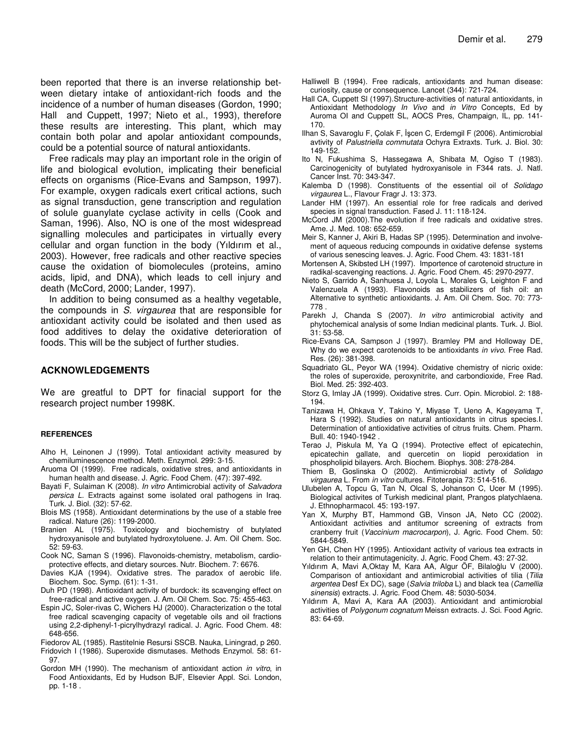been reported that there is an inverse relationship between dietary intake of antioxidant-rich foods and the incidence of a number of human diseases (Gordon, 1990; Hall and Cuppett, 1997; Nieto et al., 1993), therefore these results are interesting. This plant, which may contain both polar and apolar antioxidant compounds, could be a potential source of natural antioxidants.

Free radicals may play an important role in the origin of life and biological evolution, implicating their beneficial effects on organisms (Rice-Evans and Sampson, 1997). For example, oxygen radicals exert critical actions, such as signal transduction, gene transcription and regulation of solule guanylate cyclase activity in cells (Cook and Saman, 1996). Also, NO is one of the most widespread signalling molecules and participates in virtually every cellular and organ function in the body (Yıldırım et al., 2003). However, free radicals and other reactive species cause the oxidation of biomolecules (proteins, amino acids, lipid, and DNA), which leads to cell injury and death (McCord, 2000; Lander, 1997).

In addition to being consumed as a healthy vegetable, the compounds in *S. virgaurea* that are responsible for antioxidant activity could be isolated and then used as food additives to delay the oxidative deterioration of foods. This will be the subject of further studies.

## ACKNOWLEDGEMENTS

We are greatful to DPT for finacial support for the research project number 1998K.

### REFERENCES

Alho H, Leinonen J (1999). Total antioxidant activity measured by chemiluminescence method. Meth. Enzymol. 299: 3-15.

Aruoma OI (1999). Free radicals, oxidative stres, and antioxidants in human health and disease. J. Agric. Food Chem. (47): 397-492.

Bayati F, Sulaiman K (2008). *In vitro* Antimicrobial activity of *Salvadora persica L.* Extracts against some isolated oral pathogens in Iraq. Turk. J. Biol. (32): 57-62.

Blois MS (1958). Antioxidant determinations by the use of a stable free radical. Nature (26): 1199-2000.

Branien AL (1975). Toxicology and biochemistry of butylated hydroxyanisole and butylated hydroxytoluene. J. Am. Oil Chem. Soc. 52: 59-63.

Cook NC, Saman S (1996). Flavonoids-chemistry, metabolism, cardioprotective effects, and dietary sources. Nutr. Biochem. 7: 6676.

Davies KJA (1994). Oxidative stres. The paradox of aerobic life. Biochem. Soc. Symp. (61): 1-31.

Duh PD (1998). Antioxidant activity of burdock: its scavenging effect on free-radical and active oxygen. J. Am. Oil Chem. Soc. 75: 455-463.

Espin JC, Soler-rivas C, Wichers HJ (2000). Characterization o the total free radical scavenging capacity of vegetable oils and oil fractions using 2,2-diphenyl-1-picrylhydrazyl radical. J. Agric. Food Chem. 48: 648-656.

Fiedorov AL (1985). Rastitelnie Resursi SSCB. Nauka, Liningrad, p 260.

Fridovich I (1986). Superoxide dismutases. Methods Enzymol. 58: 61-97.

Gordon MH (1990). The mechanism of antioxidant action *in vitro*, in Food Antioxidants, Ed by Hudson BJF, Elsevier Appl. Sci. London, pp. 1-18 .

Halliwell B (1994). Free radicals, antioxidants and human disease: curiosity, cause or consequence. Lancet (344): 721-724.

Hall CA, Cuppett Sl (1997).Structure-activities of natural antioxidants, in Antioxidant Methodology *In Vivo* and *in Vitro* Concepts, Ed by Auroma OI and Cuppett SL, AOCS Pres, Champaign, IL, pp. 141-170.

Ilhan S, Savaroglu F, Çolak F, İşcen C, Erdemgil F (2006). Antimicrobial avtivity of *Palustriella commutata* Ochyra Extraxts. Turk. J. Biol. 30: 149-152.

Ito N, Fukushima S, Hassegawa A, Shibata M, Ogiso T (1983). Carcinogenicity of butylated hydroxyanisole in F344 rats. J. Natl. Cancer Inst. 70: 343-347.

Kalemba D (1998). Constituents of the essential oil of *Solidago virgaurea* L., Flavour Fragr J. 13: 373.

Lander HM (1997). An essential role for free radicals and derived species in signal transduction. Fased J. 11: 118-124.

McCord JM (2000).The evolution if free radicals and oxidative stres. Ame. J. Med. 108: 652-659.

Meir S, Kanner J, Akiri B, Hadas SP (1995). Determination and involvement of aqueous reducing compounds in oxidative defense systems of various senescing leaves. J. Agric. Food Chem. 43: 1831-181

Mortensen A, Skibsted LH (1997). Importence of carotenoid structure in radikal-scavenging reactions. J. Agric. Food Chem. 45: 2970-2977.

Nieto S, Garrido A, Sanhuesa J, Loyola L, Morales G, Leighton F and Valenzuela A (1993). Flavonoids as stabilizers of fish oil: an Alternative to synthetic antioxidants. J. Am. Oil Chem. Soc. 70: 773-778 .

Parekh J, Chanda S (2007). *In vitro* antimicrobial activity and phytochemical analysis of some Indian medicinal plants. Turk. J. Biol. 31: 53-58.

Rice-Evans CA, Sampson J (1997). Bramley PM and Holloway DE, Why do we expect carotenoids to be antioxidants *in vivo.* Free Rad. Res. (26): 381-398.

Squadriato GL, Peyor WA (1994). Oxidative chemistry of nicric oxide: the roles of superoxide, peroxynitrite, and carbondioxide, Free Rad. Biol. Med. 25: 392-403.

Storz G, Imlay JA (1999). Oxidative stres. Curr. Opin. Microbiol. 2: 188-194.

Tanizawa H, Ohkava Y, Takino Y, Miyase T, Ueno A, Kageyama T, Hara S (1992). Studies on natural antioxidants in citrus species.I. Determination of antioxidative activities of citrus fruits. Chem. Pharm. Bull. 40: 1940-1942 .

Terao J, Piskula M, Ya Q (1994). Protective effect of epicatechin, epicatechin gallate, and quercetin on liopid peroxidation in phospholipid bilayers. Arch. Biochem. Biophys. 308: 278-284.

Thiem B, Goslinska O (2002). Antimicrobial activty of *Solidago virgaurea* L. From *in vitro* cultures. Fitoterapia 73: 514-516.

Ulubelen A, Topcu G, Tan N, Olcal S, Johanson C, Ucer M (1995). Biological activites of Turkish medicinal plant, Prangos platychlaena. J. Ethnopharmacol. 45: 193-197.

Yan X, Murphy BT, Hammond GB, Vinson JA, Neto CC (2002). Antioxidant activities and antitumor screening of extracts from cranberry fruit (*Vaccinium macrocarpon*), J. Agric. Food Chem. 50: 5844-5849.

Yen GH, Chen HY (1995). Antioxidant activity of various tea extracts in relation to their antimutagenicity. J. Agric. Food Chem. 43: 27-32.

Yıldırım A, Mavi A,Oktay M, Kara AA, Algur ÖF, Bilaloğlu V (2000). Comparison of antioxidant and antimicrobial activities of tilia (*Tilia argentea* Desf Ex DC), sage (*Salvia triloba* L) and black tea (*Camellia sinensis*) extracts. J. Agric. Food Chem. 48: 5030-5034.

Yıldırım A, Mavi A, Kara AA (2003). Antioxidant and antimicrobial activities of *Polygonum cognatum* Meissn extracts. J. Sci. Food Agric. 83: 64-69.